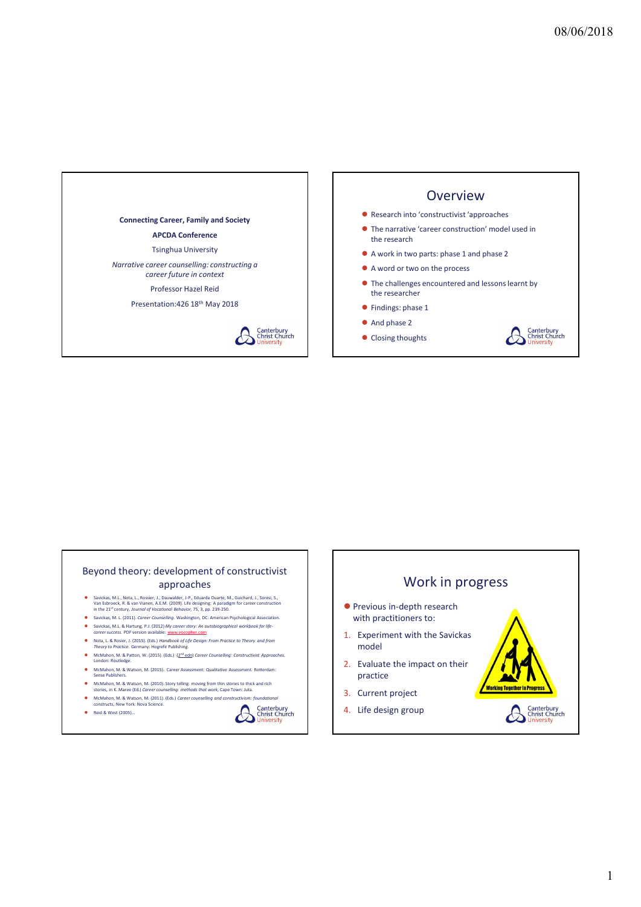**Connecting Career, Family and Society**

**APCDA Conference**

Tsinghua University

*Narrative career counselling: constructing a career future in context*

Professor Hazel Reid

Presentation:426 18th May 2018

Canterbury Christ Church University

## Overview

- Research into 'constructivist 'approaches
- The narrative 'career construction' model used in the research
- A work in two parts: phase 1 and phase 2
- A word or two on the process
- The challenges encountered and lessons learnt by the researcher
- Findings: phase 1
- And phase 2
- Closing thoughts

Canterbury Christ Church University

## Beyond theory: development of constructivist approaches

- Savickas, M.L., Nota, L., Rossier, J., Dauwalder, J-P., Eduarda Duarte, M., Guichard, J., Soresi, S., Van Esbroeck, R. & van Vianen, A.E.M. (2009). Life designing: A paradigm for career construction in the 21st century, *Journal of Vocational Behavior*, 75, 3, pp. 239-250.
- Savickas, M. L. (2011). *Career Counselling*. Washington, DC: American Psychological Association.
- Savickas, M.L. & Hartung, P.J. (2012) *My career story: An autobiographical workbook for life-career success.* PDF version available: www.vocopher.com
- Nota, L. & Rosier, J. (2015). (Eds.) *Handbook of Life Design: From Practice to Theory and from Theory to Practice.* Germany: Hogrefe Publishing.
- McMahon, M. & Patton, W. (2015). (Eds.) (2nd edn) *Career Counselling: Constructivist Approaches.* London: Routledge.
- McMahon, M. & Watson, M. (2015). Career Assessment: Qualitative Assessment. Rotterdam: Sense Publishers.
- McMahon, M. & Watson, M. (2010). Story telling: moving from thin stories to thick and rich stories, in K. Maree (Ed.) *Career counselling: methods that work*, Cape Town: Juta.
- McMahon, M. & Watson, M. (2011). (Eds.) *Career counselling and constructivism: foundational constructs*, New York: Nova Science.
- Reid & West (2005)...

Canterbury Christ Church University

## Work in progress

- Previous in-depth research with practitioners to:

1. Experiment with the Savickas model
2. Evaluate the impact on their practice
3. Current project
4. Life design group

Working Together In Progress

Canterbury Christ Church University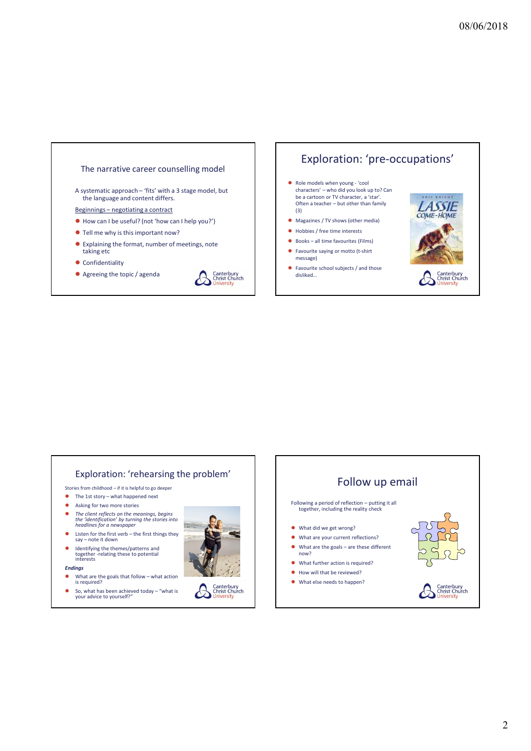## The narrative career counselling model

A systematic approach – 'fits' with a 3 stage model, but the language and content differs.

Beginnings – negotiating a contract

- How can I be useful? (not 'how can I help you?')
- Tell me why is this important now?
- Explaining the format, number of meetings, note taking etc
- Confidentiality
- Agreeing the topic / agenda

## Exploration: 'pre-occupations'

- Role models when young - 'cool characters' – who did you look up to? Can be a cartoon or TV character, a 'star'. Often a teacher – but other than family (3)
- Magazines / TV shows (other media)
- Hobbies / free time interests
- Books – all time favourites (Films)
- Favourite saying or motto (t-shirt message)
- Favourite school subjects / and those disliked…

## Exploration: 'rehearsing the problem'

Stories from childhood – if it is helpful to go deeper

- The 1st story – what happened next
- Asking for two more stories
- *The client reflects on the meanings, begins the 'identification' by turning the stories into headlines for a newspaper*
- Listen for the first verb – the first things they say – note it down
- Identifying the themes/patterns and together -relating these to potential interests

***Endings***

- What are the goals that follow – what action is required?
- So, what has been achieved today – "what is your advice to yourself?"

## Follow up email

Following a period of reflection – putting it all together, including the reality check

- What did we get wrong?
- What are your current reflections?
- What are the goals – are these different now?
- What further action is required?
- How will that be reviewed?
- What else needs to happen?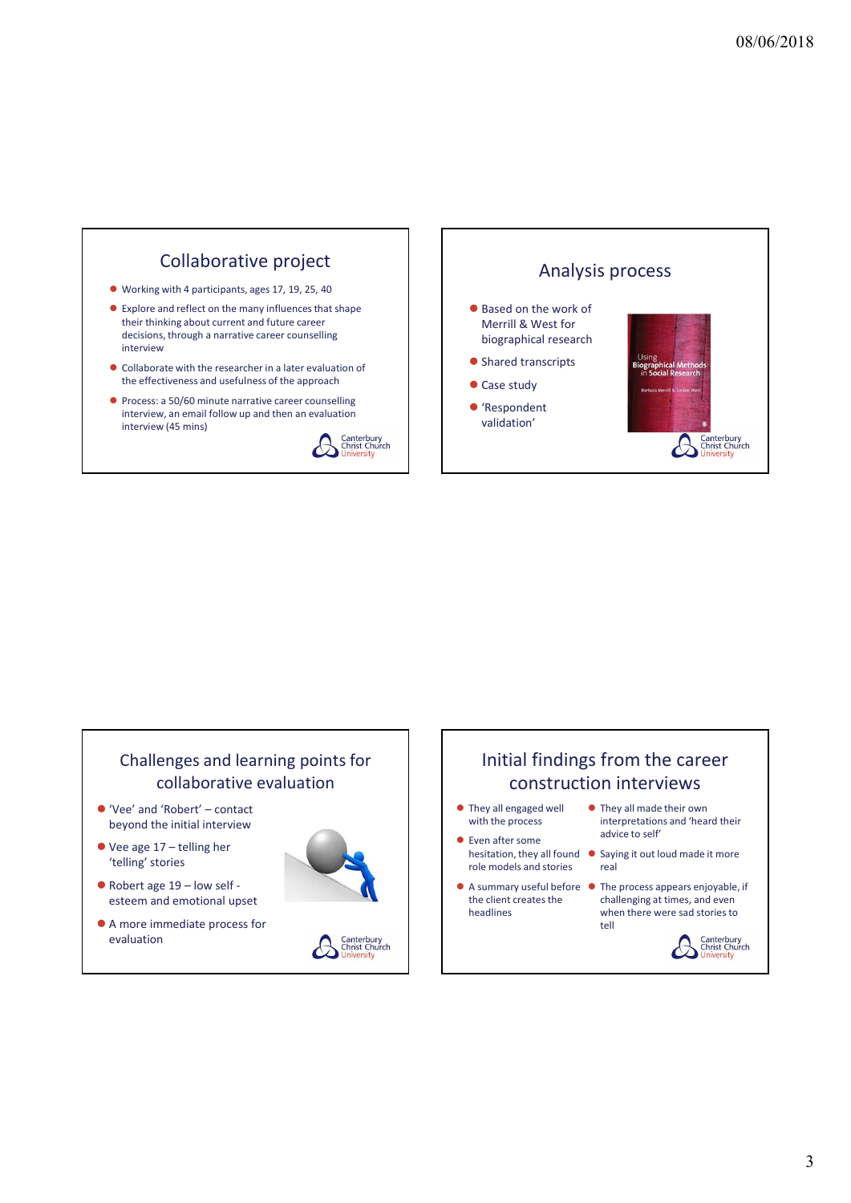## Collaborative project

- Working with 4 participants, ages 17, 19, 25, 40
- Explore and reflect on the many influences that shape their thinking about current and future career decisions, through a narrative career counselling interview
- Collaborate with the researcher in a later evaluation of the effectiveness and usefulness of the approach
- Process: a 50/60 minute narrative career counselling interview, an email follow up and then an evaluation interview (45 mins)

## Analysis process

- Based on the work of Merrill & West for biographical research
- Shared transcripts
- Case study
- 'Respondent validation'

## Challenges and learning points for collaborative evaluation

- 'Vee' and 'Robert' – contact beyond the initial interview
- Vee age 17 – telling her 'telling' stories
- Robert age 19 – low self - esteem and emotional upset
- A more immediate process for evaluation

## Initial findings from the career construction interviews

- They all engaged well with the process
- Even after some hesitation, they all found role models and stories
- A summary useful before the client creates the headlines
- They all made their own interpretations and 'heard their advice to self'
- Saying it out loud made it more real
- The process appears enjoyable, if challenging at times, and even when there were sad stories to tell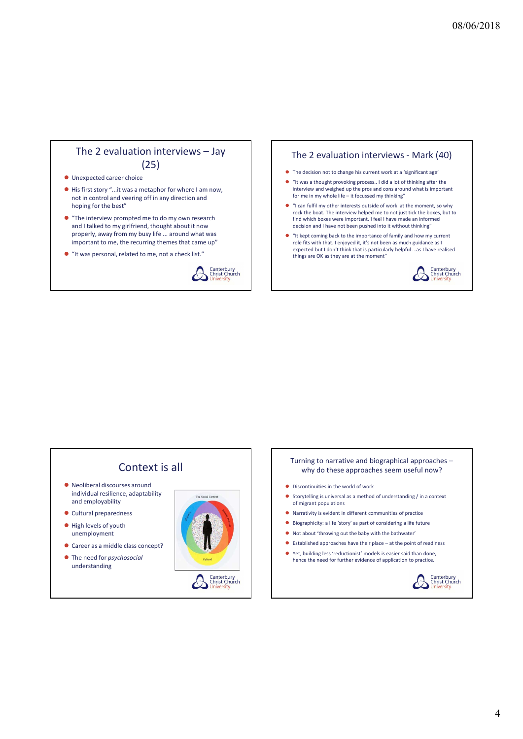## The 2 evaluation interviews – Jay (25)

- Unexpected career choice
- His first story "...it was a metaphor for where I am now, not in control and veering off in any direction and hoping for the best"
- "The interview prompted me to do my own research and I talked to my girlfriend, thought about it now properly, away from my busy life ... around what was important to me, the recurring themes that came up"
- "It was personal, related to me, not a check list."

## The 2 evaluation interviews - Mark (40)

- The decision not to change his current work at a 'significant age'
- "It was a thought provoking process.. I did a lot of thinking after the interview and weighed up the pros and cons around what is important for me in my whole life – it focussed my thinking"
- "I can fulfil my other interests outside of work at the moment, so why rock the boat. The interview helped me to not just tick the boxes, but to find which boxes were important. I feel I have made an informed decision and I have not been pushed into it without thinking"
- "It kept coming back to the importance of family and how my current role fits with that. I enjoyed it, it's not been as much guidance as I expected but I don't think that is particularly helpful ...as I have realised things are OK as they are at the moment"

## Context is all

- Neoliberal discourses around individual resilience, adaptability and employability
- Cultural preparedness
- High levels of youth unemployment
- Career as a middle class concept?
- The need for *psychosocial* understanding

The Social Context

Historic

Socioeconomic

Cultural

## Turning to narrative and biographical approaches – why do these approaches seem useful now?

- Discontinuities in the world of work
- Storytelling is universal as a method of understanding / in a context of migrant populations
- Narrativity is evident in different communities of practice
- Biographicity: a life 'story' as part of considering a life future
- Not about 'throwing out the baby with the bathwater'
- Established approaches have their place – at the point of readiness
- Yet, building less 'reductionist' models is easier said than done, hence the need for further evidence of application to practice.